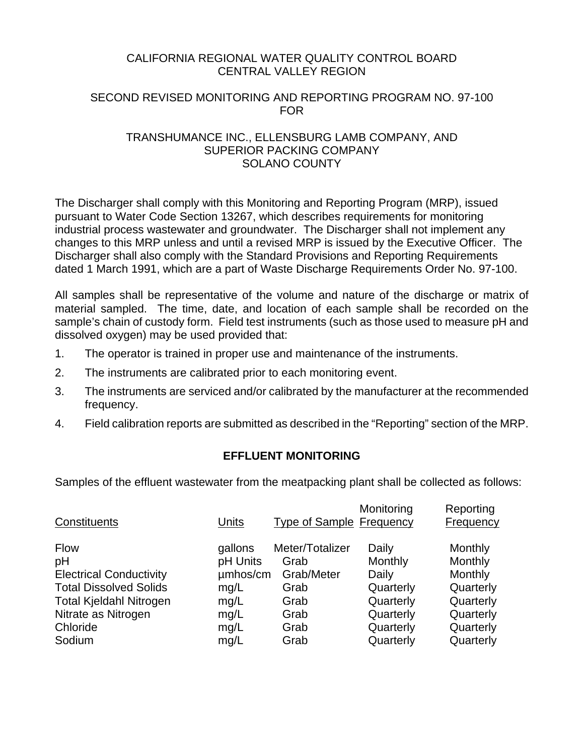CALIFORNIA REGIONAL WATER QUALITY CONTROL BOARD
CENTRAL VALLEY REGION

SECOND REVISED MONITORING AND REPORTING PROGRAM NO. 97-100
FOR

TRANSHUMANCE INC., ELLENSBURG LAMB COMPANY, AND
SUPERIOR PACKING COMPANY
SOLANO COUNTY

The Discharger shall comply with this Monitoring and Reporting Program (MRP), issued pursuant to Water Code Section 13267, which describes requirements for monitoring industrial process wastewater and groundwater. The Discharger shall not implement any changes to this MRP unless and until a revised MRP is issued by the Executive Officer. The Discharger shall also comply with the Standard Provisions and Reporting Requirements dated 1 March 1991, which are a part of Waste Discharge Requirements Order No. 97-100.

All samples shall be representative of the volume and nature of the discharge or matrix of material sampled. The time, date, and location of each sample shall be recorded on the sample's chain of custody form. Field test instruments (such as those used to measure pH and dissolved oxygen) may be used provided that:

1. The operator is trained in proper use and maintenance of the instruments.
2. The instruments are calibrated prior to each monitoring event.
3. The instruments are serviced and/or calibrated by the manufacturer at the recommended frequency.
4. Field calibration reports are submitted as described in the "Reporting" section of the MRP.

## EFFLUENT MONITORING

Samples of the effluent wastewater from the meatpacking plant shall be collected as follows:

| Constituents | Units | Type of Sample | Monitoring Frequency | Reporting Frequency |
|---|---|---|---|---|
| Flow | gallons | Meter/Totalizer | Daily | Monthly |
| pH | pH Units | Grab | Monthly | Monthly |
| Electrical Conductivity | µmhos/cm | Grab/Meter | Daily | Monthly |
| Total Dissolved Solids | mg/L | Grab | Quarterly | Quarterly |
| Total Kjeldahl Nitrogen | mg/L | Grab | Quarterly | Quarterly |
| Nitrate as Nitrogen | mg/L | Grab | Quarterly | Quarterly |
| Chloride | mg/L | Grab | Quarterly | Quarterly |
| Sodium | mg/L | Grab | Quarterly | Quarterly |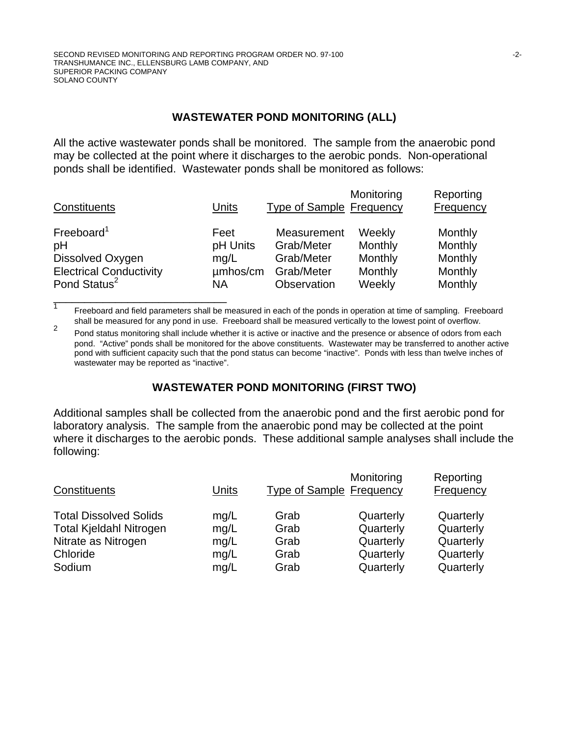## WASTEWATER POND MONITORING (ALL)

All the active wastewater ponds shall be monitored. The sample from the anaerobic pond may be collected at the point where it discharges to the aerobic ponds. Non-operational ponds shall be identified. Wastewater ponds shall be monitored as follows:

| Constituents | Units | Type of Sample | Monitoring Frequency | Reporting Frequency |
|---|---|---|---|---|
| Freeboard[1] | Feet | Measurement | Weekly | Monthly |
| pH | pH Units | Grab/Meter | Monthly | Monthly |
| Dissolved Oxygen | mg/L | Grab/Meter | Monthly | Monthly |
| Electrical Conductivity | µmhos/cm | Grab/Meter | Monthly | Monthly |
| Pond Status[2] | NA | Observation | Weekly | Monthly |

[1] Freeboard and field parameters shall be measured in each of the ponds in operation at time of sampling. Freeboard shall be measured for any pond in use. Freeboard shall be measured vertically to the lowest point of overflow.

[2] Pond status monitoring shall include whether it is active or inactive and the presence or absence of odors from each pond. "Active" ponds shall be monitored for the above constituents. Wastewater may be transferred to another active pond with sufficient capacity such that the pond status can become "inactive". Ponds with less than twelve inches of wastewater may be reported as "inactive".

## WASTEWATER POND MONITORING (FIRST TWO)

Additional samples shall be collected from the anaerobic pond and the first aerobic pond for laboratory analysis. The sample from the anaerobic pond may be collected at the point where it discharges to the aerobic ponds. These additional sample analyses shall include the following:

| Constituents | Units | Type of Sample | Monitoring Frequency | Reporting Frequency |
|---|---|---|---|---|
| Total Dissolved Solids | mg/L | Grab | Quarterly | Quarterly |
| Total Kjeldahl Nitrogen | mg/L | Grab | Quarterly | Quarterly |
| Nitrate as Nitrogen | mg/L | Grab | Quarterly | Quarterly |
| Chloride | mg/L | Grab | Quarterly | Quarterly |
| Sodium | mg/L | Grab | Quarterly | Quarterly |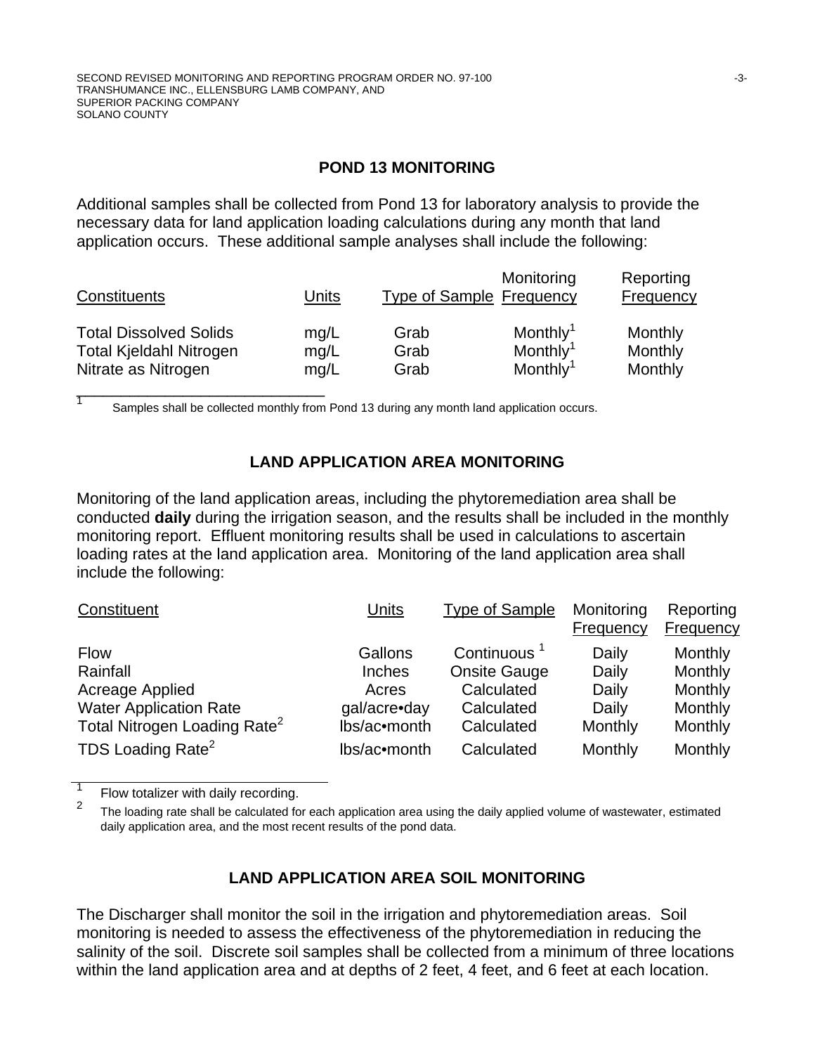## POND 13 MONITORING

Additional samples shall be collected from Pond 13 for laboratory analysis to provide the necessary data for land application loading calculations during any month that land application occurs. These additional sample analyses shall include the following:

| Constituents | Units | Type of Sample | Monitoring Frequency | Reporting Frequency |
|---|---|---|---|---|
| Total Dissolved Solids | mg/L | Grab | Monthly[1] | Monthly |
| Total Kjeldahl Nitrogen | mg/L | Grab | Monthly[1] | Monthly |
| Nitrate as Nitrogen | mg/L | Grab | Monthly[1] | Monthly |

[1] Samples shall be collected monthly from Pond 13 during any month land application occurs.

## LAND APPLICATION AREA MONITORING

Monitoring of the land application areas, including the phytoremediation area shall be conducted **daily** during the irrigation season, and the results shall be included in the monthly monitoring report. Effluent monitoring results shall be used in calculations to ascertain loading rates at the land application area. Monitoring of the land application area shall include the following:

| Constituent | Units | Type of Sample | Monitoring Frequency | Reporting Frequency |
|---|---|---|---|---|
| Flow | Gallons | Continuous [1] | Daily | Monthly |
| Rainfall | Inches | Onsite Gauge | Daily | Monthly |
| Acreage Applied | Acres | Calculated | Daily | Monthly |
| Water Application Rate | gal/acre•day | Calculated | Daily | Monthly |
| Total Nitrogen Loading Rate[2] | lbs/ac•month | Calculated | Monthly | Monthly |
| TDS Loading Rate[2] | lbs/ac•month | Calculated | Monthly | Monthly |

[1] Flow totalizer with daily recording.

[2] The loading rate shall be calculated for each application area using the daily applied volume of wastewater, estimated daily application area, and the most recent results of the pond data.

## LAND APPLICATION AREA SOIL MONITORING

The Discharger shall monitor the soil in the irrigation and phytoremediation areas. Soil monitoring is needed to assess the effectiveness of the phytoremediation in reducing the salinity of the soil. Discrete soil samples shall be collected from a minimum of three locations within the land application area and at depths of 2 feet, 4 feet, and 6 feet at each location.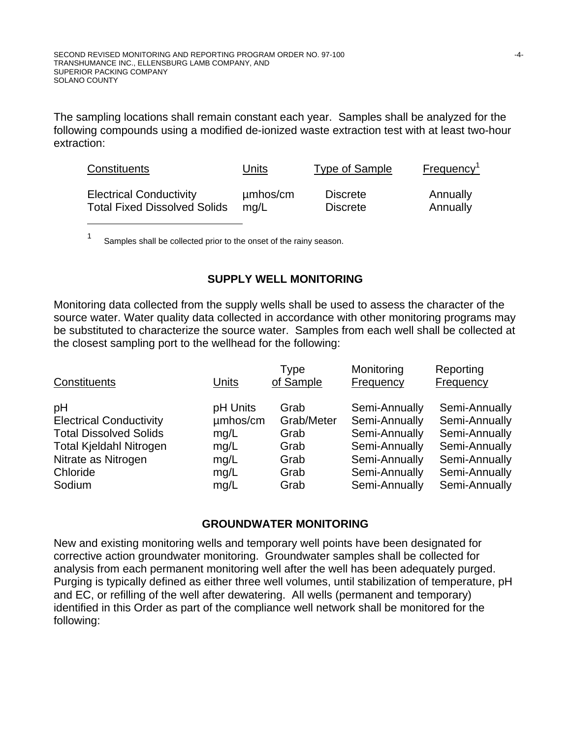The sampling locations shall remain constant each year. Samples shall be analyzed for the following compounds using a modified de-ionized waste extraction test with at least two-hour extraction:

| Constituents | Units | Type of Sample | Frequency[1] |
|---|---|---|---|
| Electrical Conductivity | µmhos/cm | Discrete | Annually |
| Total Fixed Dissolved Solids | mg/L | Discrete | Annually |

[1] Samples shall be collected prior to the onset of the rainy season.

## SUPPLY WELL MONITORING

Monitoring data collected from the supply wells shall be used to assess the character of the source water. Water quality data collected in accordance with other monitoring programs may be substituted to characterize the source water. Samples from each well shall be collected at the closest sampling port to the wellhead for the following:

| Constituents | Units | Type of Sample | Monitoring Frequency | Reporting Frequency |
|---|---|---|---|---|
| pH | pH Units | Grab | Semi-Annually | Semi-Annually |
| Electrical Conductivity | µmhos/cm | Grab/Meter | Semi-Annually | Semi-Annually |
| Total Dissolved Solids | mg/L | Grab | Semi-Annually | Semi-Annually |
| Total Kjeldahl Nitrogen | mg/L | Grab | Semi-Annually | Semi-Annually |
| Nitrate as Nitrogen | mg/L | Grab | Semi-Annually | Semi-Annually |
| Chloride | mg/L | Grab | Semi-Annually | Semi-Annually |
| Sodium | mg/L | Grab | Semi-Annually | Semi-Annually |

## GROUNDWATER MONITORING

New and existing monitoring wells and temporary well points have been designated for corrective action groundwater monitoring. Groundwater samples shall be collected for analysis from each permanent monitoring well after the well has been adequately purged. Purging is typically defined as either three well volumes, until stabilization of temperature, pH and EC, or refilling of the well after dewatering. All wells (permanent and temporary) identified in this Order as part of the compliance well network shall be monitored for the following: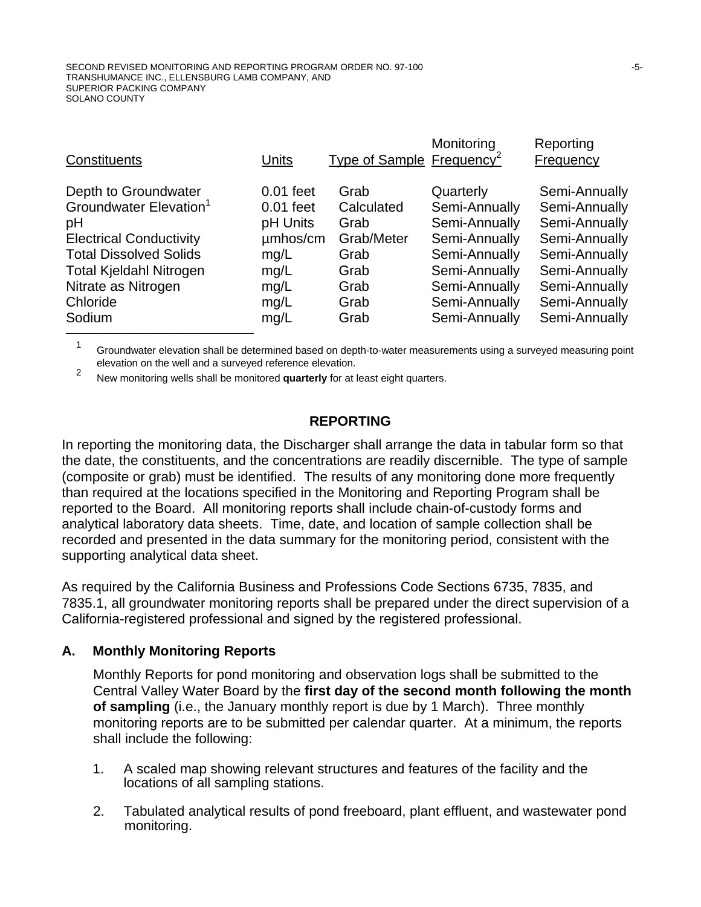| Constituents | Units | Type of Sample | Monitoring Frequency[2] | Reporting Frequency |
|---|---|---|---|---|
| Depth to Groundwater | 0.01 feet | Grab | Quarterly | Semi-Annually |
| Groundwater Elevation[1] | 0.01 feet | Calculated | Semi-Annually | Semi-Annually |
| pH | pH Units | Grab | Semi-Annually | Semi-Annually |
| Electrical Conductivity | µmhos/cm | Grab/Meter | Semi-Annually | Semi-Annually |
| Total Dissolved Solids | mg/L | Grab | Semi-Annually | Semi-Annually |
| Total Kjeldahl Nitrogen | mg/L | Grab | Semi-Annually | Semi-Annually |
| Nitrate as Nitrogen | mg/L | Grab | Semi-Annually | Semi-Annually |
| Chloride | mg/L | Grab | Semi-Annually | Semi-Annually |
| Sodium | mg/L | Grab | Semi-Annually | Semi-Annually |

[1] Groundwater elevation shall be determined based on depth-to-water measurements using a surveyed measuring point elevation on the well and a surveyed reference elevation.

[2] New monitoring wells shall be monitored **quarterly** for at least eight quarters.

## REPORTING

In reporting the monitoring data, the Discharger shall arrange the data in tabular form so that the date, the constituents, and the concentrations are readily discernible. The type of sample (composite or grab) must be identified. The results of any monitoring done more frequently than required at the locations specified in the Monitoring and Reporting Program shall be reported to the Board. All monitoring reports shall include chain-of-custody forms and analytical laboratory data sheets. Time, date, and location of sample collection shall be recorded and presented in the data summary for the monitoring period, consistent with the supporting analytical data sheet.

As required by the California Business and Professions Code Sections 6735, 7835, and 7835.1, all groundwater monitoring reports shall be prepared under the direct supervision of a California-registered professional and signed by the registered professional.

### A. Monthly Monitoring Reports

Monthly Reports for pond monitoring and observation logs shall be submitted to the Central Valley Water Board by the **first day of the second month following the month of sampling** (i.e., the January monthly report is due by 1 March). Three monthly monitoring reports are to be submitted per calendar quarter. At a minimum, the reports shall include the following:

1. A scaled map showing relevant structures and features of the facility and the locations of all sampling stations.
2. Tabulated analytical results of pond freeboard, plant effluent, and wastewater pond monitoring.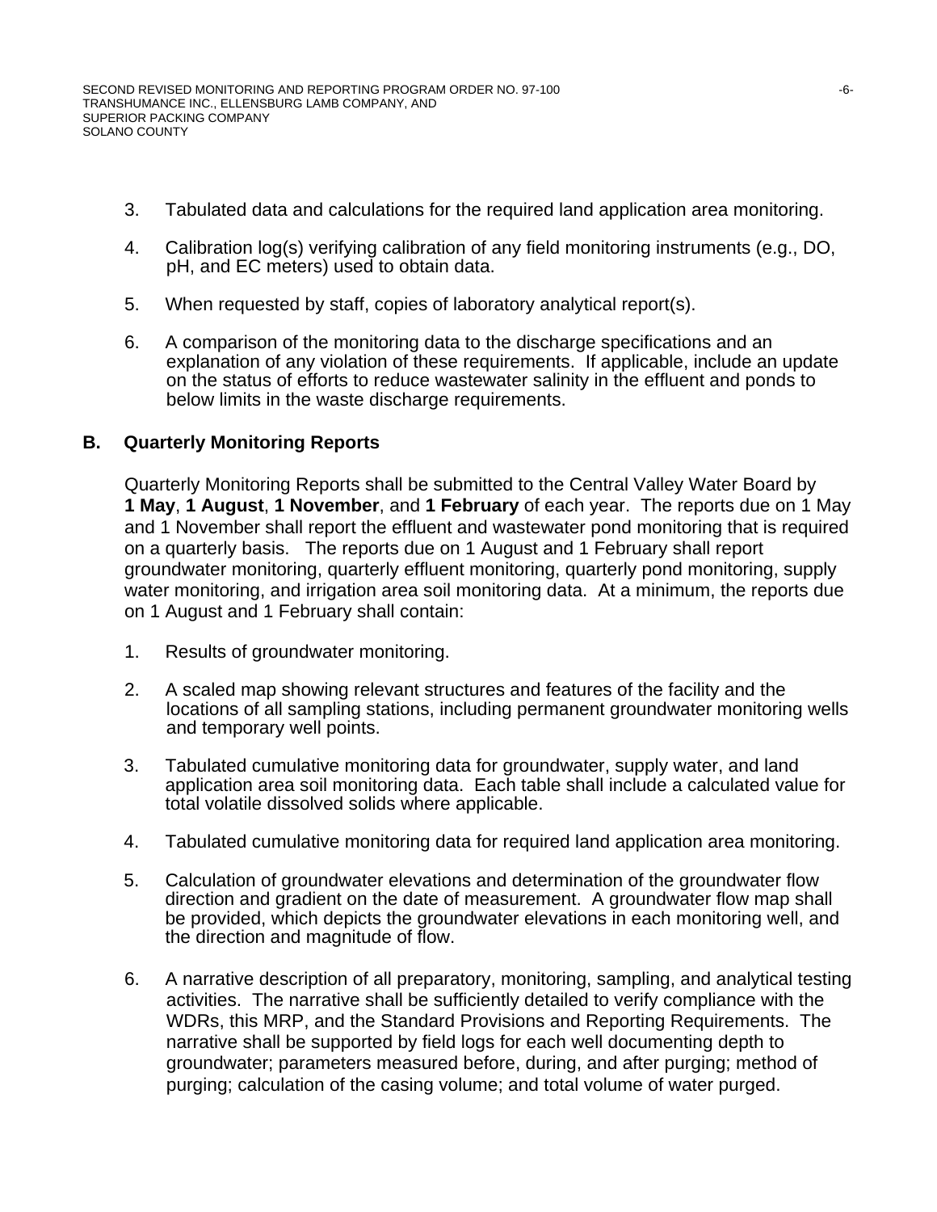3. Tabulated data and calculations for the required land application area monitoring.

4. Calibration log(s) verifying calibration of any field monitoring instruments (e.g., DO, pH, and EC meters) used to obtain data.

5. When requested by staff, copies of laboratory analytical report(s).

6. A comparison of the monitoring data to the discharge specifications and an explanation of any violation of these requirements. If applicable, include an update on the status of efforts to reduce wastewater salinity in the effluent and ponds to below limits in the waste discharge requirements.

## B. Quarterly Monitoring Reports

Quarterly Monitoring Reports shall be submitted to the Central Valley Water Board by **1 May**, **1 August**, **1 November**, and **1 February** of each year. The reports due on 1 May and 1 November shall report the effluent and wastewater pond monitoring that is required on a quarterly basis. The reports due on 1 August and 1 February shall report groundwater monitoring, quarterly effluent monitoring, quarterly pond monitoring, supply water monitoring, and irrigation area soil monitoring data. At a minimum, the reports due on 1 August and 1 February shall contain:

1. Results of groundwater monitoring.

2. A scaled map showing relevant structures and features of the facility and the locations of all sampling stations, including permanent groundwater monitoring wells and temporary well points.

3. Tabulated cumulative monitoring data for groundwater, supply water, and land application area soil monitoring data. Each table shall include a calculated value for total volatile dissolved solids where applicable.

4. Tabulated cumulative monitoring data for required land application area monitoring.

5. Calculation of groundwater elevations and determination of the groundwater flow direction and gradient on the date of measurement. A groundwater flow map shall be provided, which depicts the groundwater elevations in each monitoring well, and the direction and magnitude of flow.

6. A narrative description of all preparatory, monitoring, sampling, and analytical testing activities. The narrative shall be sufficiently detailed to verify compliance with the WDRs, this MRP, and the Standard Provisions and Reporting Requirements. The narrative shall be supported by field logs for each well documenting depth to groundwater; parameters measured before, during, and after purging; method of purging; calculation of the casing volume; and total volume of water purged.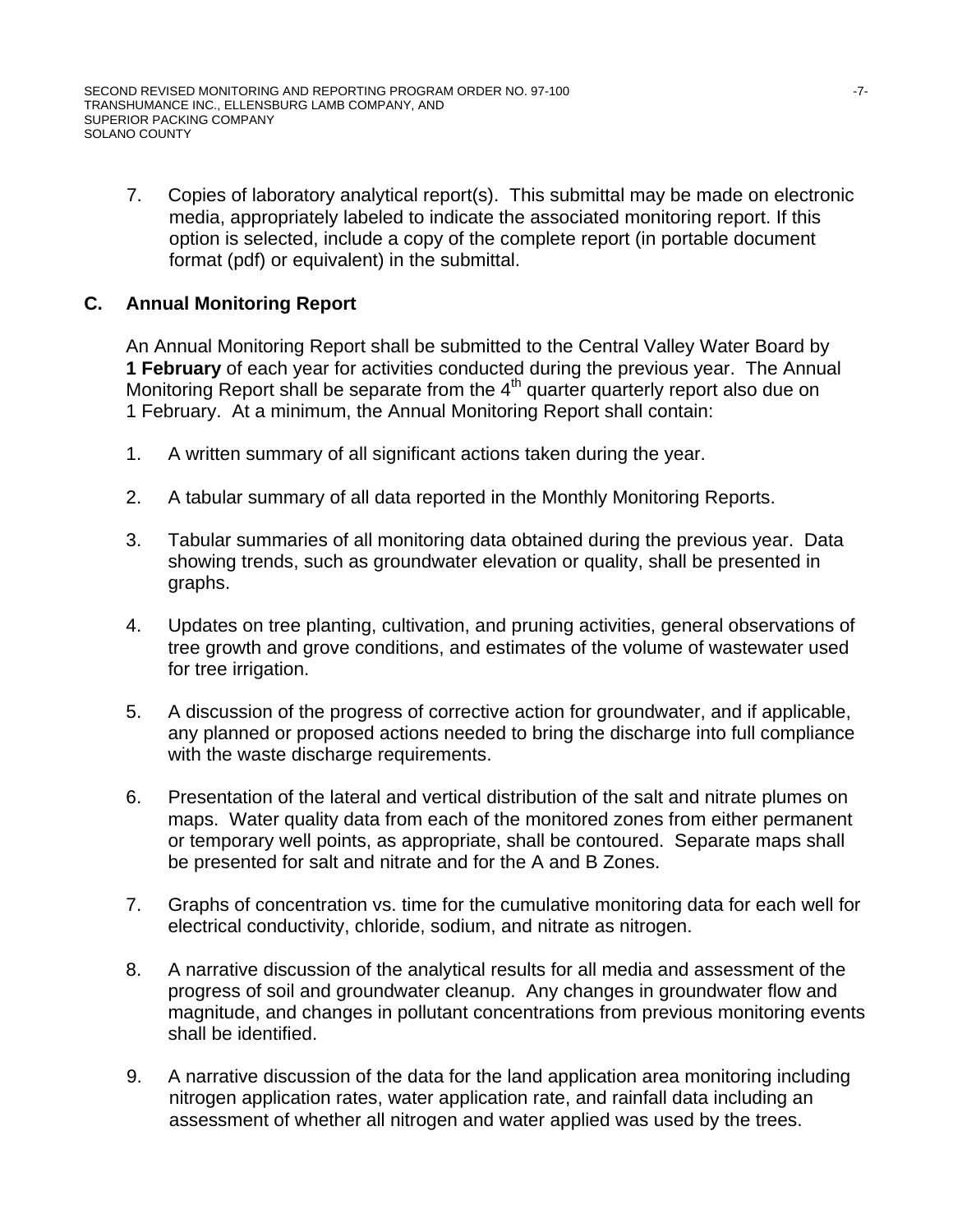7. Copies of laboratory analytical report(s). This submittal may be made on electronic media, appropriately labeled to indicate the associated monitoring report. If this option is selected, include a copy of the complete report (in portable document format (pdf) or equivalent) in the submittal.

## C. Annual Monitoring Report

An Annual Monitoring Report shall be submitted to the Central Valley Water Board by **1 February** of each year for activities conducted during the previous year. The Annual Monitoring Report shall be separate from the 4th quarter quarterly report also due on 1 February. At a minimum, the Annual Monitoring Report shall contain:

1. A written summary of all significant actions taken during the year.

2. A tabular summary of all data reported in the Monthly Monitoring Reports.

3. Tabular summaries of all monitoring data obtained during the previous year. Data showing trends, such as groundwater elevation or quality, shall be presented in graphs.

4. Updates on tree planting, cultivation, and pruning activities, general observations of tree growth and grove conditions, and estimates of the volume of wastewater used for tree irrigation.

5. A discussion of the progress of corrective action for groundwater, and if applicable, any planned or proposed actions needed to bring the discharge into full compliance with the waste discharge requirements.

6. Presentation of the lateral and vertical distribution of the salt and nitrate plumes on maps. Water quality data from each of the monitored zones from either permanent or temporary well points, as appropriate, shall be contoured. Separate maps shall be presented for salt and nitrate and for the A and B Zones.

7. Graphs of concentration vs. time for the cumulative monitoring data for each well for electrical conductivity, chloride, sodium, and nitrate as nitrogen.

8. A narrative discussion of the analytical results for all media and assessment of the progress of soil and groundwater cleanup. Any changes in groundwater flow and magnitude, and changes in pollutant concentrations from previous monitoring events shall be identified.

9. A narrative discussion of the data for the land application area monitoring including nitrogen application rates, water application rate, and rainfall data including an assessment of whether all nitrogen and water applied was used by the trees.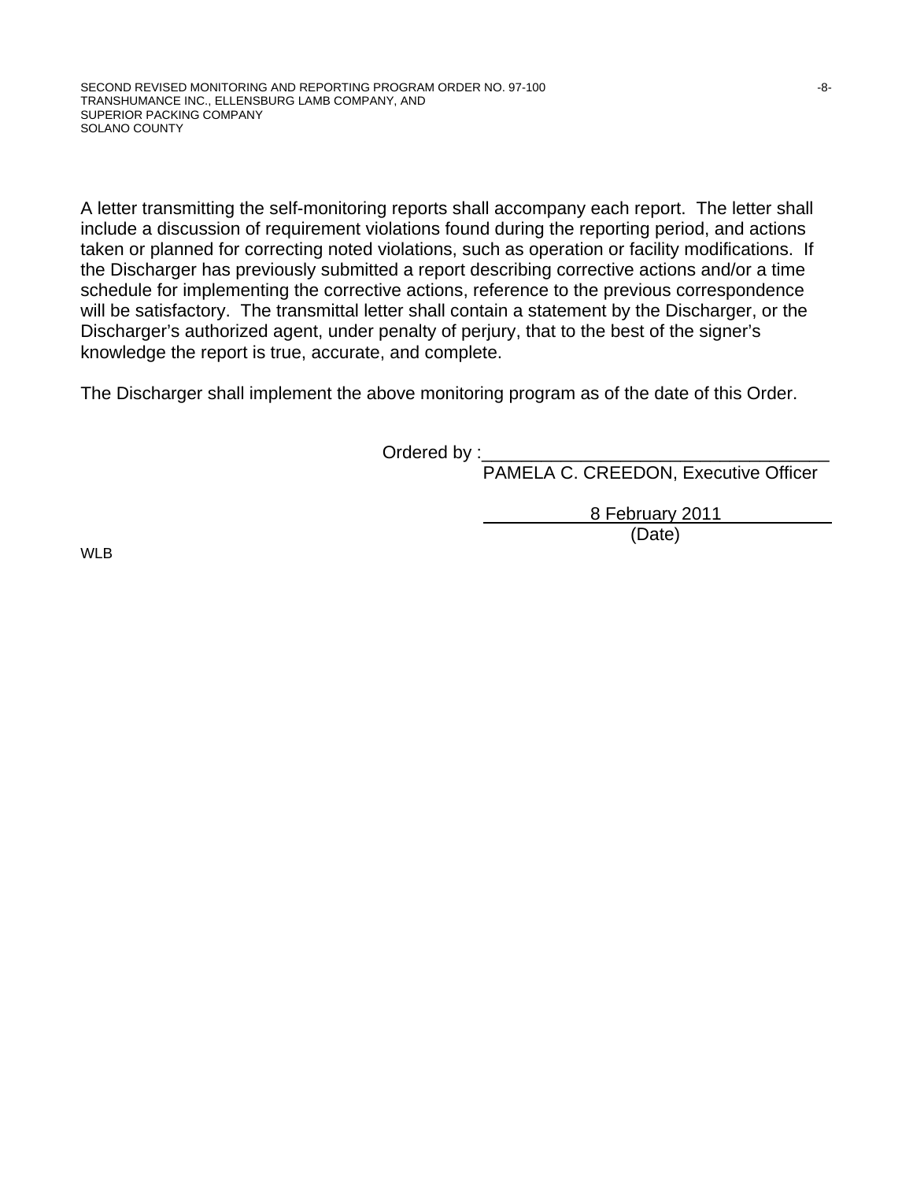A letter transmitting the self-monitoring reports shall accompany each report. The letter shall include a discussion of requirement violations found during the reporting period, and actions taken or planned for correcting noted violations, such as operation or facility modifications. If the Discharger has previously submitted a report describing corrective actions and/or a time schedule for implementing the corrective actions, reference to the previous correspondence will be satisfactory. The transmittal letter shall contain a statement by the Discharger, or the Discharger's authorized agent, under penalty of perjury, that to the best of the signer's knowledge the report is true, accurate, and complete.

The Discharger shall implement the above monitoring program as of the date of this Order.

Ordered by :___________________________________
PAMELA C. CREEDON, Executive Officer

8 February 2011
(Date)

WLB